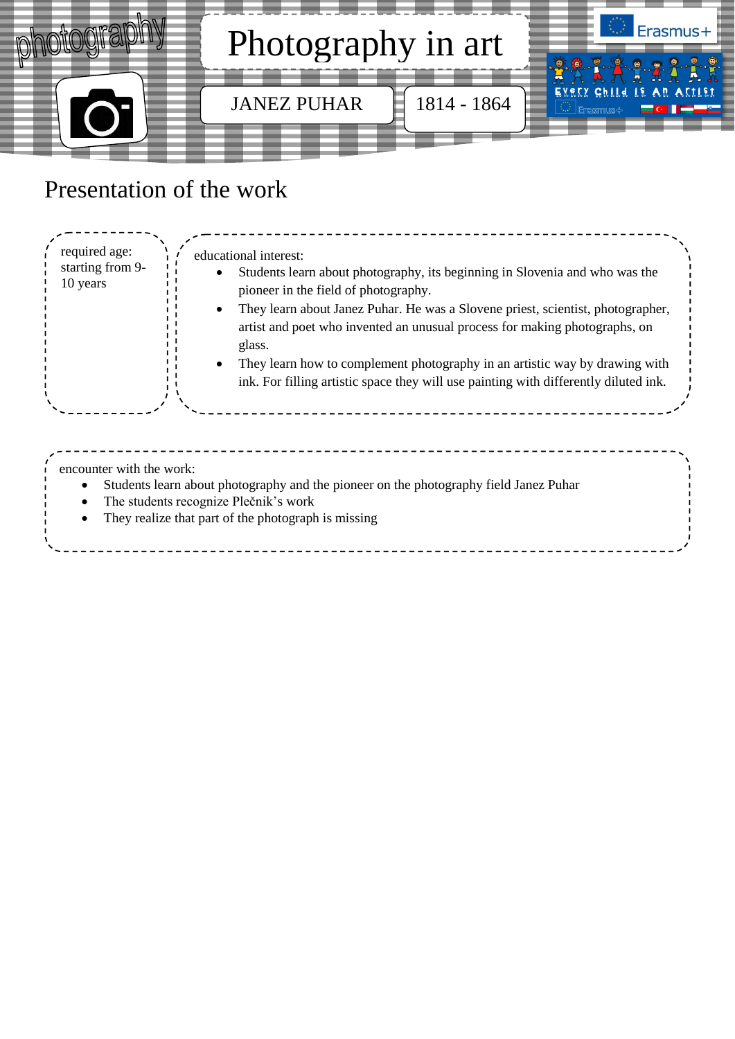photography

# Photography in art

JANEZ PUHAR

1814 - 1864

Erasmus+

Every Child is An Artist

## Presentation of the work

required age: starting from 9-10 years

educational interest:

- Students learn about photography, its beginning in Slovenia and who was the pioneer in the field of photography.
- They learn about Janez Puhar. He was a Slovene priest, scientist, photographer, artist and poet who invented an unusual process for making photographs, on glass.
- They learn how to complement photography in an artistic way by drawing with ink. For filling artistic space they will use painting with differently diluted ink.

encounter with the work:

- Students learn about photography and the pioneer on the photography field Janez Puhar
- The students recognize Plečnik's work
- They realize that part of the photograph is missing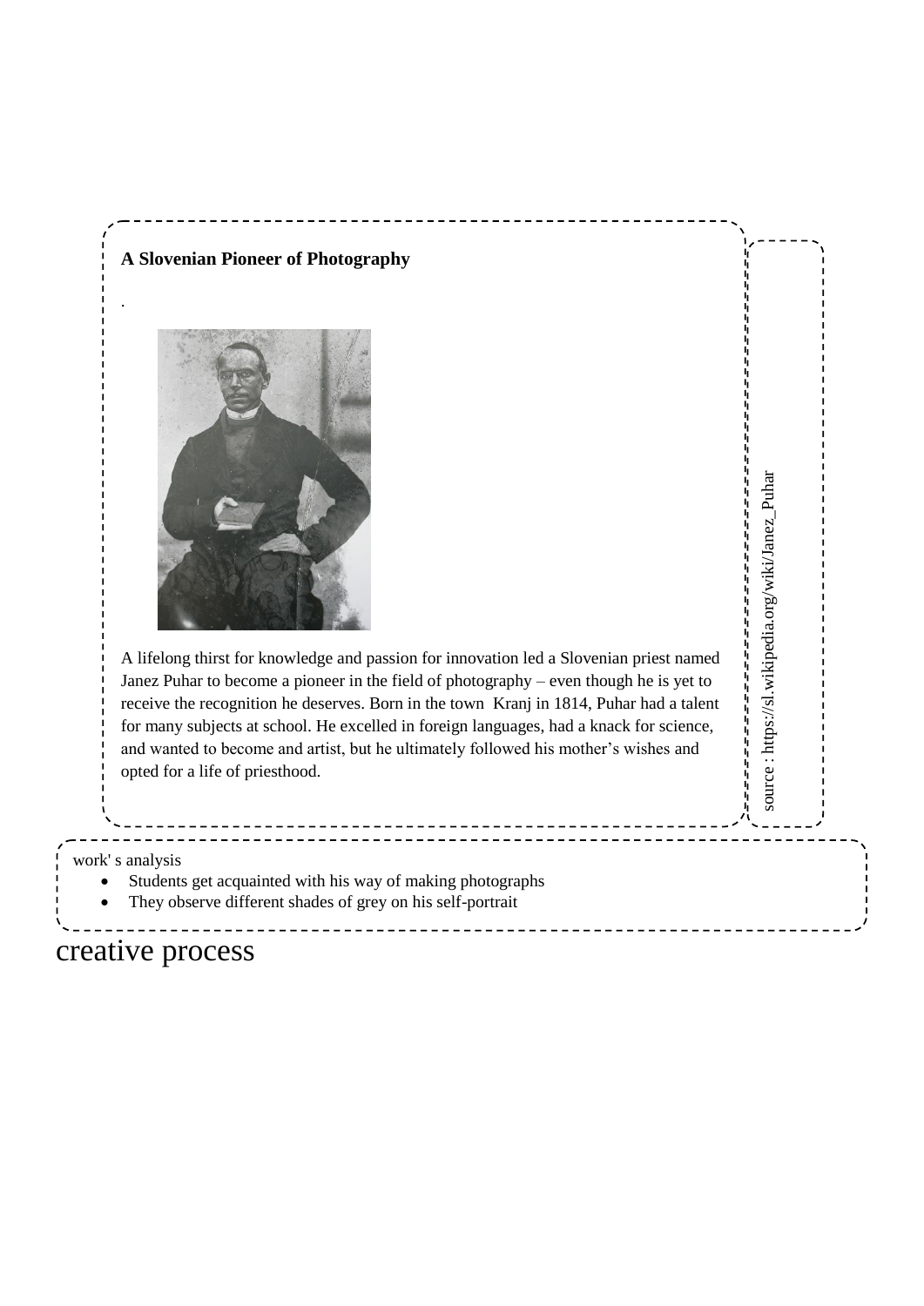**A Slovenian Pioneer of Photography**

.

A lifelong thirst for knowledge and passion for innovation led a Slovenian priest named Janez Puhar to become a pioneer in the field of photography – even though he is yet to receive the recognition he deserves. Born in the town Kranj in 1814, Puhar had a talent for many subjects at school. He excelled in foreign languages, had a knack for science, and wanted to become and artist, but he ultimately followed his mother's wishes and opted for a life of priesthood.

source : https://sl.wikipedia.org/wiki/Janez_Puhar

work' s analysis

- Students get acquainted with his way of making photographs
- They observe different shades of grey on his self-portrait

# creative process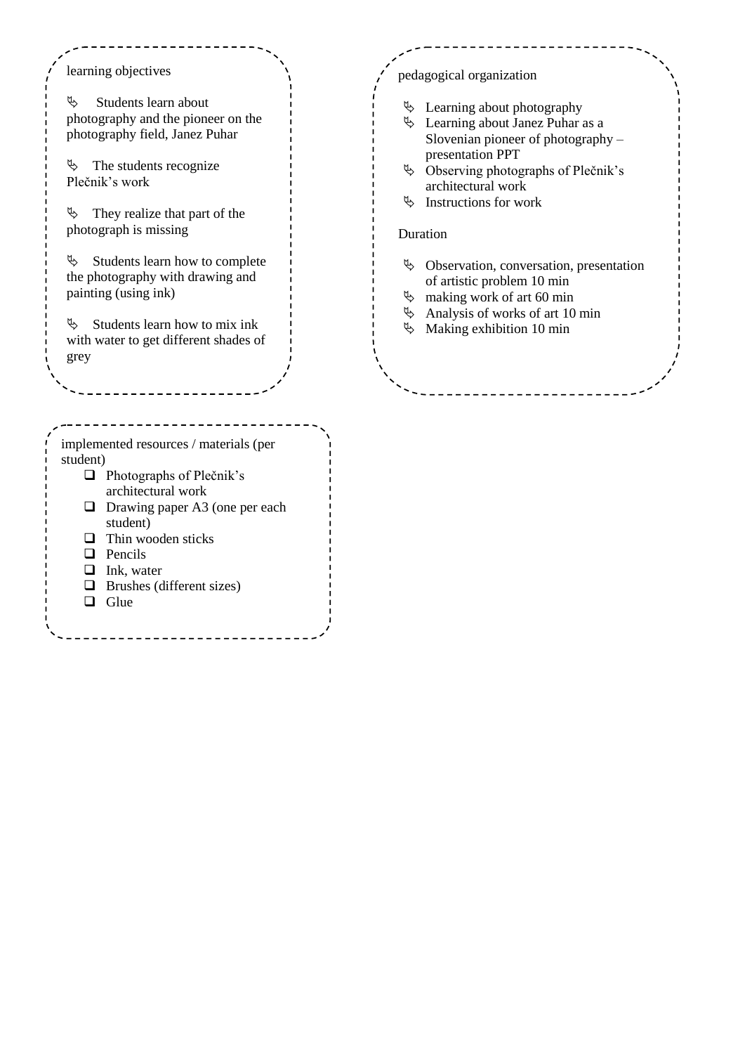learning objectives

- Students learn about photography and the pioneer on the photography field, Janez Puhar
- The students recognize Plečnik's work
- They realize that part of the photograph is missing
- Students learn how to complete the photography with drawing and painting (using ink)
- Students learn how to mix ink with water to get different shades of grey

pedagogical organization

- Learning about photography
- Learning about Janez Puhar as a Slovenian pioneer of photography – presentation PPT
- Observing photographs of Plečnik's architectural work
- Instructions for work

Duration

- Observation, conversation, presentation of artistic problem 10 min
- making work of art 60 min
- Analysis of works of art 10 min
- Making exhibition 10 min

implemented resources / materials (per student)

- [ ] Photographs of Plečnik's architectural work
- [ ] Drawing paper A3 (one per each student)
- [ ] Thin wooden sticks
- [ ] Pencils
- [ ] Ink, water
- [ ] Brushes (different sizes)
- [ ] Glue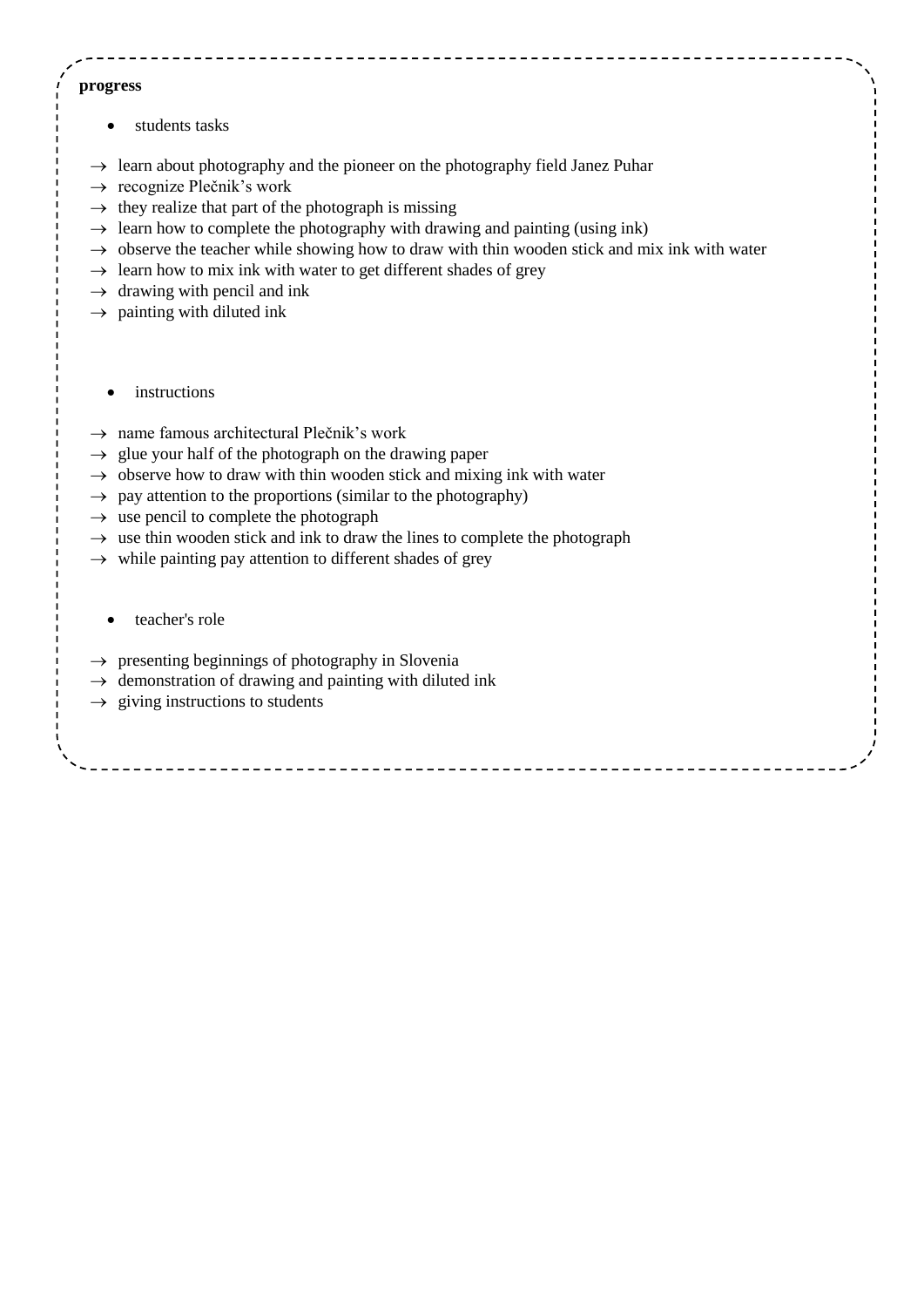**progress**

- students tasks

→ learn about photography and the pioneer on the photography field Janez Puhar
→ recognize Plečnik's work
→ they realize that part of the photograph is missing
→ learn how to complete the photography with drawing and painting (using ink)
→ observe the teacher while showing how to draw with thin wooden stick and mix ink with water
→ learn how to mix ink with water to get different shades of grey
→ drawing with pencil and ink
→ painting with diluted ink

- instructions

→ name famous architectural Plečnik's work
→ glue your half of the photograph on the drawing paper
→ observe how to draw with thin wooden stick and mixing ink with water
→ pay attention to the proportions (similar to the photography)
→ use pencil to complete the photograph
→ use thin wooden stick and ink to draw the lines to complete the photograph
→ while painting pay attention to different shades of grey

- teacher's role

→ presenting beginnings of photography in Slovenia
→ demonstration of drawing and painting with diluted ink
→ giving instructions to students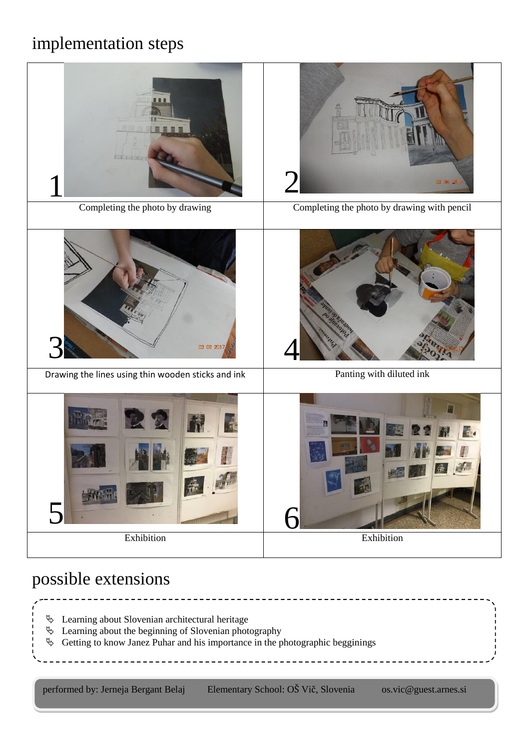## implementation steps

| | |
|---|---|
| 1 Completing the photo by drawing | 2 Completing the photo by drawing with pencil |
| 3 Drawing the lines using thin wooden sticks and ink | 4 Panting with diluted ink |
| 5 Exhibition | 6 Exhibition |

## possible extensions

- Learning about Slovenian architectural heritage
- Learning about the beginning of Slovenian photography
- Getting to know Janez Puhar and his importance in the photographic begginings

performed by: Jerneja Bergant Belaj    Elementary School: OŠ Vič, Slovenia    os.vic@guest.arnes.si